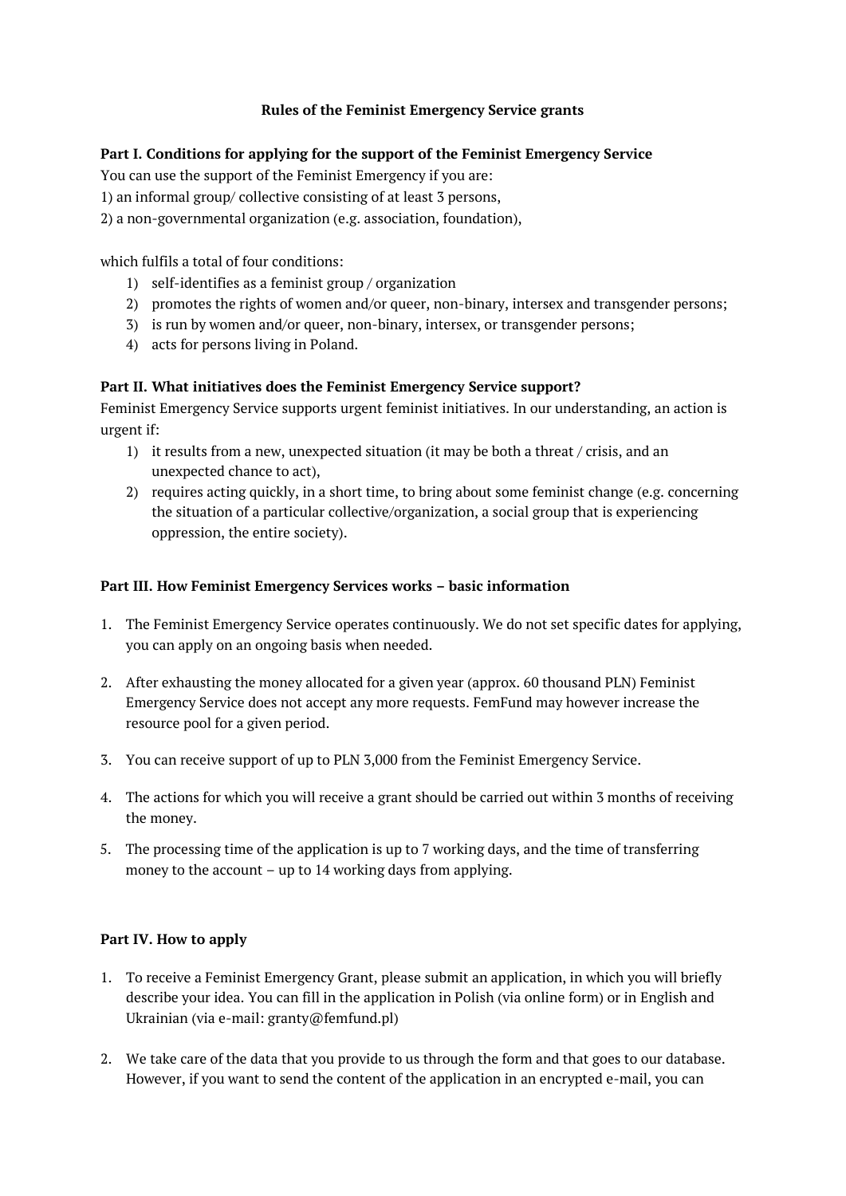**Rules of the Feminist Emergency Service grants**

**Part I. Conditions for applying for the support of the Feminist Emergency Service**

You can use the support of the Feminist Emergency if you are:

1) an informal group/ collective consisting of at least 3 persons,
2) a non-governmental organization (e.g. association, foundation),

which fulfils a total of four conditions:

1) self-identifies as a feminist group / organization
2) promotes the rights of women and/or queer, non-binary, intersex and transgender persons;
3) is run by women and/or queer, non-binary, intersex, or transgender persons;
4) acts for persons living in Poland.

**Part II. What initiatives does the Feminist Emergency Service support?**

Feminist Emergency Service supports urgent feminist initiatives. In our understanding, an action is urgent if:

1) it results from a new, unexpected situation (it may be both a threat / crisis, and an unexpected chance to act),
2) requires acting quickly, in a short time, to bring about some feminist change (e.g. concerning the situation of a particular collective/organization, a social group that is experiencing oppression, the entire society).

**Part III. How Feminist Emergency Services works – basic information**

1. The Feminist Emergency Service operates continuously. We do not set specific dates for applying, you can apply on an ongoing basis when needed.

2. After exhausting the money allocated for a given year (approx. 60 thousand PLN) Feminist Emergency Service does not accept any more requests. FemFund may however increase the resource pool for a given period.

3. You can receive support of up to PLN 3,000 from the Feminist Emergency Service.

4. The actions for which you will receive a grant should be carried out within 3 months of receiving the money.

5. The processing time of the application is up to 7 working days, and the time of transferring money to the account – up to 14 working days from applying.

**Part IV. How to apply**

1. To receive a Feminist Emergency Grant, please submit an application, in which you will briefly describe your idea. You can fill in the application in Polish (via online form) or in English and Ukrainian (via e-mail: granty@femfund.pl)

2. We take care of the data that you provide to us through the form and that goes to our database. However, if you want to send the content of the application in an encrypted e-mail, you can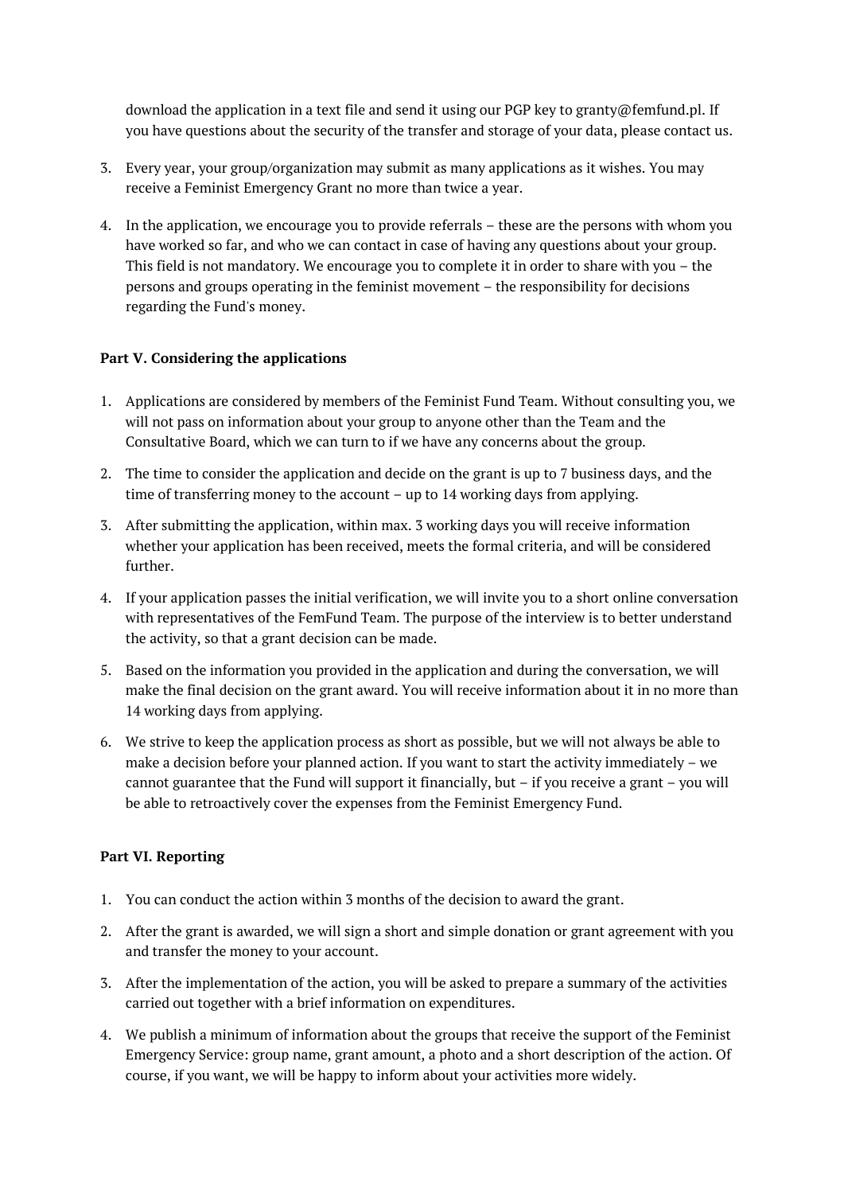download the application in a text file and send it using our PGP key to granty@femfund.pl. If you have questions about the security of the transfer and storage of your data, please contact us.

3. Every year, your group/organization may submit as many applications as it wishes. You may receive a Feminist Emergency Grant no more than twice a year.

4. In the application, we encourage you to provide referrals – these are the persons with whom you have worked so far, and who we can contact in case of having any questions about your group. This field is not mandatory. We encourage you to complete it in order to share with you – the persons and groups operating in the feminist movement – the responsibility for decisions regarding the Fund's money.

**Part V. Considering the applications**

1. Applications are considered by members of the Feminist Fund Team. Without consulting you, we will not pass on information about your group to anyone other than the Team and the Consultative Board, which we can turn to if we have any concerns about the group.

2. The time to consider the application and decide on the grant is up to 7 business days, and the time of transferring money to the account – up to 14 working days from applying.

3. After submitting the application, within max. 3 working days you will receive information whether your application has been received, meets the formal criteria, and will be considered further.

4. If your application passes the initial verification, we will invite you to a short online conversation with representatives of the FemFund Team. The purpose of the interview is to better understand the activity, so that a grant decision can be made.

5. Based on the information you provided in the application and during the conversation, we will make the final decision on the grant award. You will receive information about it in no more than 14 working days from applying.

6. We strive to keep the application process as short as possible, but we will not always be able to make a decision before your planned action. If you want to start the activity immediately – we cannot guarantee that the Fund will support it financially, but – if you receive a grant – you will be able to retroactively cover the expenses from the Feminist Emergency Fund.

**Part VI. Reporting**

1. You can conduct the action within 3 months of the decision to award the grant.

2. After the grant is awarded, we will sign a short and simple donation or grant agreement with you and transfer the money to your account.

3. After the implementation of the action, you will be asked to prepare a summary of the activities carried out together with a brief information on expenditures.

4. We publish a minimum of information about the groups that receive the support of the Feminist Emergency Service: group name, grant amount, a photo and a short description of the action. Of course, if you want, we will be happy to inform about your activities more widely.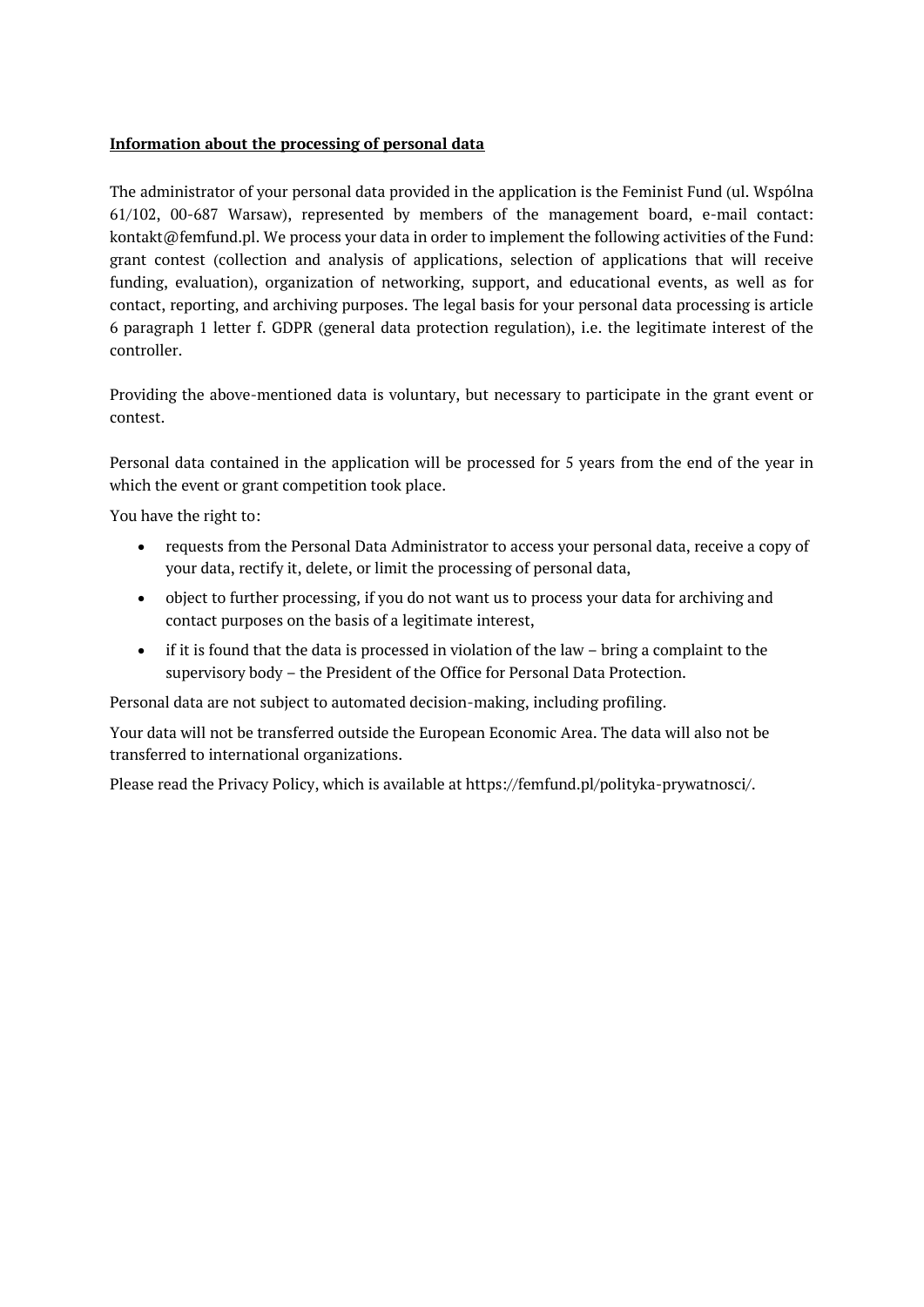**<u>Information about the processing of personal data</u>**

The administrator of your personal data provided in the application is the Feminist Fund (ul. Wspólna 61/102, 00-687 Warsaw), represented by members of the management board, e-mail contact: kontakt@femfund.pl. We process your data in order to implement the following activities of the Fund: grant contest (collection and analysis of applications, selection of applications that will receive funding, evaluation), organization of networking, support, and educational events, as well as for contact, reporting, and archiving purposes. The legal basis for your personal data processing is article 6 paragraph 1 letter f. GDPR (general data protection regulation), i.e. the legitimate interest of the controller.

Providing the above-mentioned data is voluntary, but necessary to participate in the grant event or contest.

Personal data contained in the application will be processed for 5 years from the end of the year in which the event or grant competition took place.

You have the right to:

- requests from the Personal Data Administrator to access your personal data, receive a copy of your data, rectify it, delete, or limit the processing of personal data,
- object to further processing, if you do not want us to process your data for archiving and contact purposes on the basis of a legitimate interest,
- if it is found that the data is processed in violation of the law – bring a complaint to the supervisory body – the President of the Office for Personal Data Protection.

Personal data are not subject to automated decision-making, including profiling.

Your data will not be transferred outside the European Economic Area. The data will also not be transferred to international organizations.

Please read the Privacy Policy, which is available at https://femfund.pl/polityka-prywatnosci/.